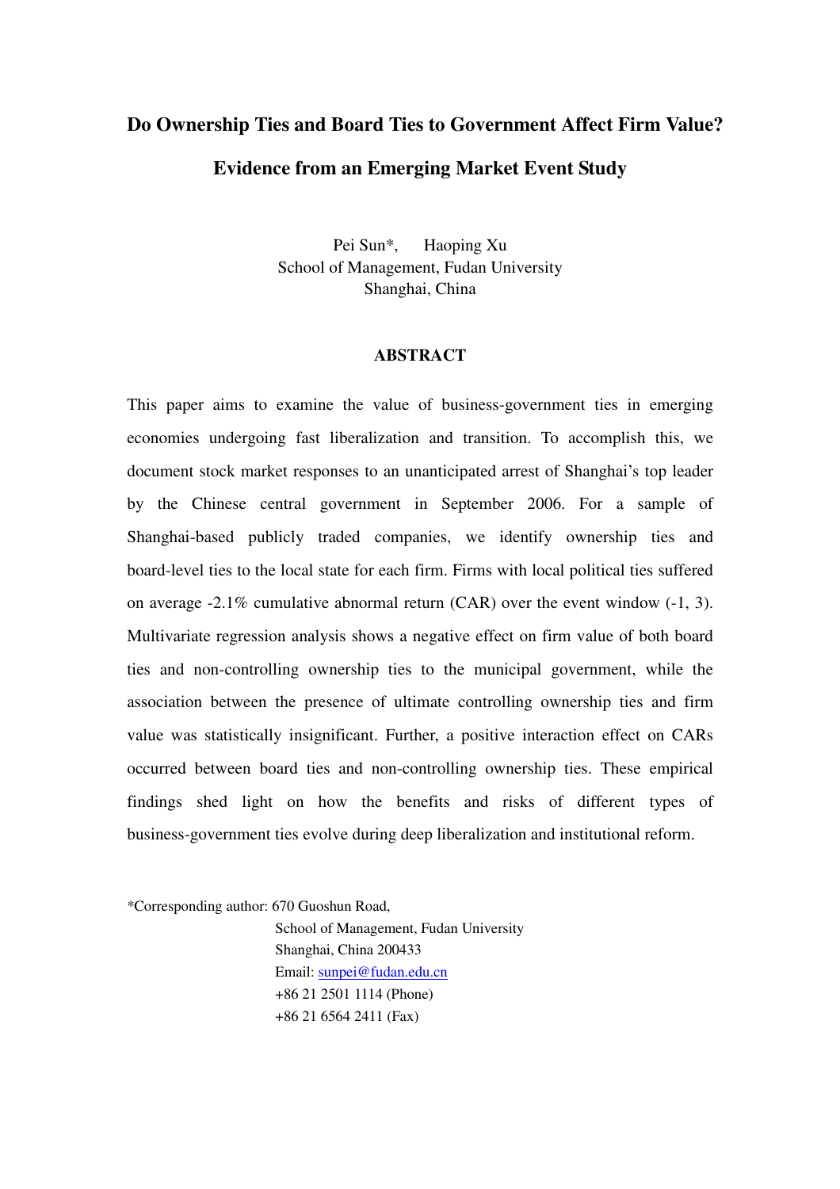# Do Ownership Ties and Board Ties to Government Affect Firm Value? Evidence from an Emerging Market Event Study

Pei Sun*, Haoping Xu
School of Management, Fudan University
Shanghai, China

## ABSTRACT

This paper aims to examine the value of business-government ties in emerging economies undergoing fast liberalization and transition. To accomplish this, we document stock market responses to an unanticipated arrest of Shanghai's top leader by the Chinese central government in September 2006. For a sample of Shanghai-based publicly traded companies, we identify ownership ties and board-level ties to the local state for each firm. Firms with local political ties suffered on average -2.1% cumulative abnormal return (CAR) over the event window (-1, 3). Multivariate regression analysis shows a negative effect on firm value of both board ties and non-controlling ownership ties to the municipal government, while the association between the presence of ultimate controlling ownership ties and firm value was statistically insignificant. Further, a positive interaction effect on CARs occurred between board ties and non-controlling ownership ties. These empirical findings shed light on how the benefits and risks of different types of business-government ties evolve during deep liberalization and institutional reform.

*Corresponding author: 670 Guoshun Road,
School of Management, Fudan University
Shanghai, China 200433
Email: sunpei@fudan.edu.cn
+86 21 2501 1114 (Phone)
+86 21 6564 2411 (Fax)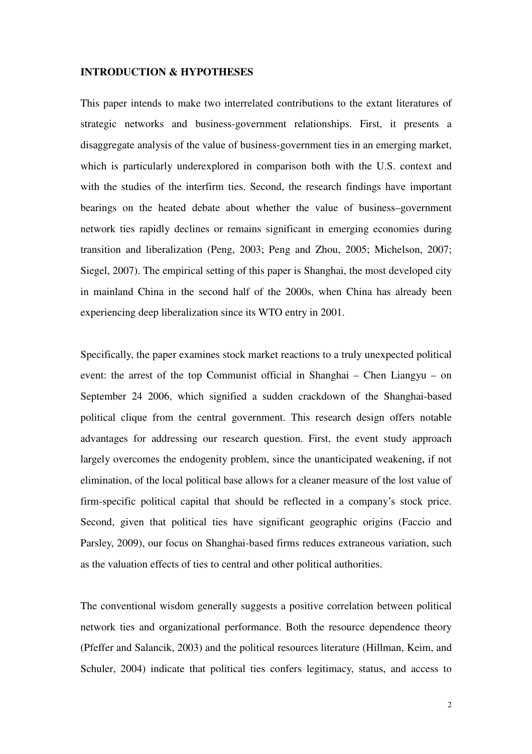## INTRODUCTION & HYPOTHESES

This paper intends to make two interrelated contributions to the extant literatures of strategic networks and business-government relationships. First, it presents a disaggregate analysis of the value of business-government ties in an emerging market, which is particularly underexplored in comparison both with the U.S. context and with the studies of the interfirm ties. Second, the research findings have important bearings on the heated debate about whether the value of business–government network ties rapidly declines or remains significant in emerging economies during transition and liberalization (Peng, 2003; Peng and Zhou, 2005; Michelson, 2007; Siegel, 2007). The empirical setting of this paper is Shanghai, the most developed city in mainland China in the second half of the 2000s, when China has already been experiencing deep liberalization since its WTO entry in 2001.

Specifically, the paper examines stock market reactions to a truly unexpected political event: the arrest of the top Communist official in Shanghai – Chen Liangyu – on September 24 2006, which signified a sudden crackdown of the Shanghai-based political clique from the central government. This research design offers notable advantages for addressing our research question. First, the event study approach largely overcomes the endogenity problem, since the unanticipated weakening, if not elimination, of the local political base allows for a cleaner measure of the lost value of firm-specific political capital that should be reflected in a company's stock price. Second, given that political ties have significant geographic origins (Faccio and Parsley, 2009), our focus on Shanghai-based firms reduces extraneous variation, such as the valuation effects of ties to central and other political authorities.

The conventional wisdom generally suggests a positive correlation between political network ties and organizational performance. Both the resource dependence theory (Pfeffer and Salancik, 2003) and the political resources literature (Hillman, Keim, and Schuler, 2004) indicate that political ties confers legitimacy, status, and access to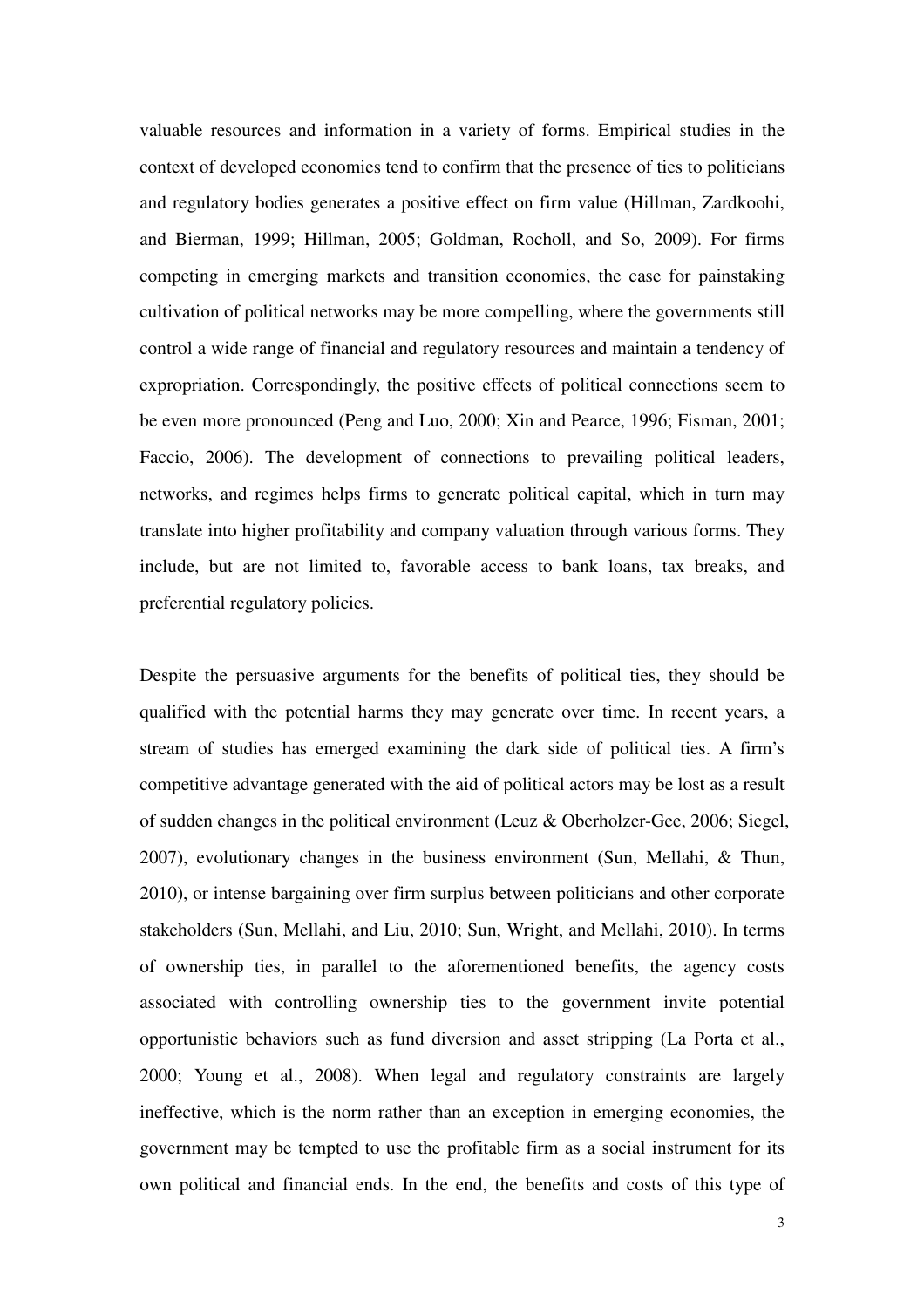valuable resources and information in a variety of forms. Empirical studies in the context of developed economies tend to confirm that the presence of ties to politicians and regulatory bodies generates a positive effect on firm value (Hillman, Zardkoohi, and Bierman, 1999; Hillman, 2005; Goldman, Rocholl, and So, 2009). For firms competing in emerging markets and transition economies, the case for painstaking cultivation of political networks may be more compelling, where the governments still control a wide range of financial and regulatory resources and maintain a tendency of expropriation. Correspondingly, the positive effects of political connections seem to be even more pronounced (Peng and Luo, 2000; Xin and Pearce, 1996; Fisman, 2001; Faccio, 2006). The development of connections to prevailing political leaders, networks, and regimes helps firms to generate political capital, which in turn may translate into higher profitability and company valuation through various forms. They include, but are not limited to, favorable access to bank loans, tax breaks, and preferential regulatory policies.

Despite the persuasive arguments for the benefits of political ties, they should be qualified with the potential harms they may generate over time. In recent years, a stream of studies has emerged examining the dark side of political ties. A firm's competitive advantage generated with the aid of political actors may be lost as a result of sudden changes in the political environment (Leuz & Oberholzer-Gee, 2006; Siegel, 2007), evolutionary changes in the business environment (Sun, Mellahi, & Thun, 2010), or intense bargaining over firm surplus between politicians and other corporate stakeholders (Sun, Mellahi, and Liu, 2010; Sun, Wright, and Mellahi, 2010). In terms of ownership ties, in parallel to the aforementioned benefits, the agency costs associated with controlling ownership ties to the government invite potential opportunistic behaviors such as fund diversion and asset stripping (La Porta et al., 2000; Young et al., 2008). When legal and regulatory constraints are largely ineffective, which is the norm rather than an exception in emerging economies, the government may be tempted to use the profitable firm as a social instrument for its own political and financial ends. In the end, the benefits and costs of this type of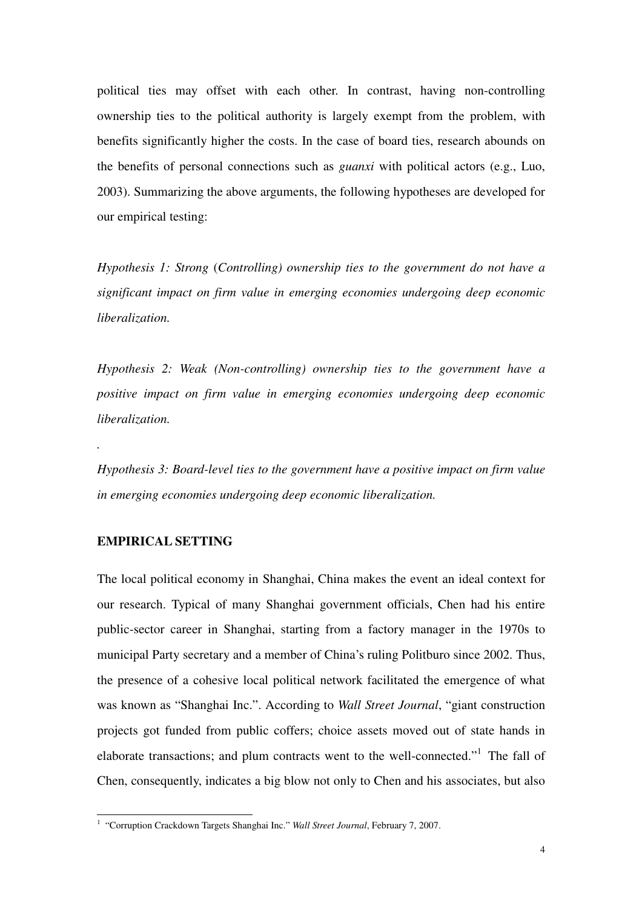political ties may offset with each other. In contrast, having non-controlling ownership ties to the political authority is largely exempt from the problem, with benefits significantly higher the costs. In the case of board ties, research abounds on the benefits of personal connections such as *guanxi* with political actors (e.g., Luo, 2003). Summarizing the above arguments, the following hypotheses are developed for our empirical testing:

*Hypothesis 1: Strong* (*Controlling*) *ownership ties to the government do not have a significant impact on firm value in emerging economies undergoing deep economic liberalization.*

*Hypothesis 2: Weak (Non-controlling) ownership ties to the government have a positive impact on firm value in emerging economies undergoing deep economic liberalization.*

.

*Hypothesis 3: Board-level ties to the government have a positive impact on firm value in emerging economies undergoing deep economic liberalization.*

**EMPIRICAL SETTING**

The local political economy in Shanghai, China makes the event an ideal context for our research. Typical of many Shanghai government officials, Chen had his entire public-sector career in Shanghai, starting from a factory manager in the 1970s to municipal Party secretary and a member of China's ruling Politburo since 2002. Thus, the presence of a cohesive local political network facilitated the emergence of what was known as "Shanghai Inc.". According to *Wall Street Journal*, "giant construction projects got funded from public coffers; choice assets moved out of state hands in elaborate transactions; and plum contracts went to the well-connected."[1] The fall of Chen, consequently, indicates a big blow not only to Chen and his associates, but also

[1] "Corruption Crackdown Targets Shanghai Inc." *Wall Street Journal*, February 7, 2007.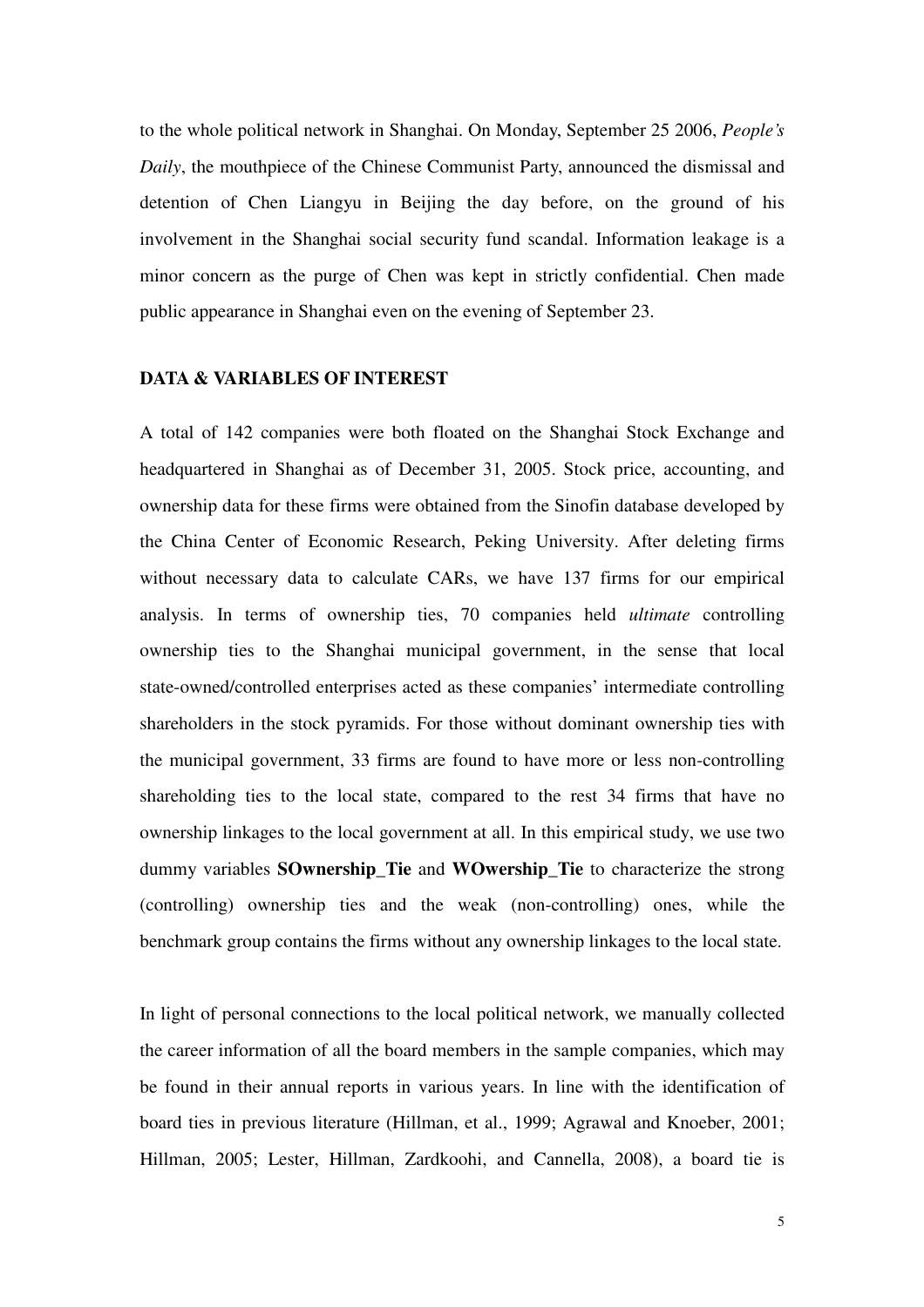to the whole political network in Shanghai. On Monday, September 25 2006, *People's Daily*, the mouthpiece of the Chinese Communist Party, announced the dismissal and detention of Chen Liangyu in Beijing the day before, on the ground of his involvement in the Shanghai social security fund scandal. Information leakage is a minor concern as the purge of Chen was kept in strictly confidential. Chen made public appearance in Shanghai even on the evening of September 23.

## DATA & VARIABLES OF INTEREST

A total of 142 companies were both floated on the Shanghai Stock Exchange and headquartered in Shanghai as of December 31, 2005. Stock price, accounting, and ownership data for these firms were obtained from the Sinofin database developed by the China Center of Economic Research, Peking University. After deleting firms without necessary data to calculate CARs, we have 137 firms for our empirical analysis. In terms of ownership ties, 70 companies held *ultimate* controlling ownership ties to the Shanghai municipal government, in the sense that local state-owned/controlled enterprises acted as these companies' intermediate controlling shareholders in the stock pyramids. For those without dominant ownership ties with the municipal government, 33 firms are found to have more or less non-controlling shareholding ties to the local state, compared to the rest 34 firms that have no ownership linkages to the local government at all. In this empirical study, we use two dummy variables **SOwnership_Tie** and **WOwership_Tie** to characterize the strong (controlling) ownership ties and the weak (non-controlling) ones, while the benchmark group contains the firms without any ownership linkages to the local state.

In light of personal connections to the local political network, we manually collected the career information of all the board members in the sample companies, which may be found in their annual reports in various years. In line with the identification of board ties in previous literature (Hillman, et al., 1999; Agrawal and Knoeber, 2001; Hillman, 2005; Lester, Hillman, Zardkoohi, and Cannella, 2008), a board tie is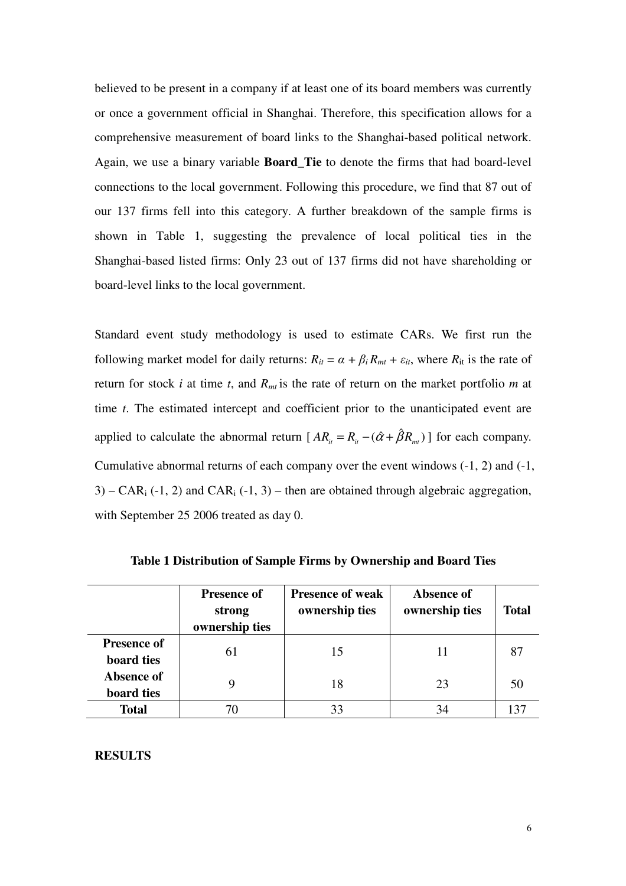believed to be present in a company if at least one of its board members was currently or once a government official in Shanghai. Therefore, this specification allows for a comprehensive measurement of board links to the Shanghai-based political network. Again, we use a binary variable **Board_Tie** to denote the firms that had board-level connections to the local government. Following this procedure, we find that 87 out of our 137 firms fell into this category. A further breakdown of the sample firms is shown in Table 1, suggesting the prevalence of local political ties in the Shanghai-based listed firms: Only 23 out of 137 firms did not have shareholding or board-level links to the local government.

Standard event study methodology is used to estimate CARs. We first run the following market model for daily returns: $R_{it} = \alpha + \beta_i R_{mt} + \varepsilon_{it}$, where $R_{it}$ is the rate of return for stock *i* at time *t*, and $R_{mt}$ is the rate of return on the market portfolio *m* at time *t*. The estimated intercept and coefficient prior to the unanticipated event are applied to calculate the abnormal return [ $AR_{it} = R_{it} - (\hat{\alpha} + \hat{\beta} R_{mt})$ ] for each company. Cumulative abnormal returns of each company over the event windows (-1, 2) and (-1, 3) – $CAR_i$ (-1, 2) and $CAR_i$ (-1, 3) – then are obtained through algebraic aggregation, with September 25 2006 treated as day 0.

**Table 1 Distribution of Sample Firms by Ownership and Board Ties**

| | Presence of strong ownership ties | Presence of weak ownership ties | Absence of ownership ties | Total |
|---|---|---|---|---|
| **Presence of board ties** | 61 | 15 | 11 | 87 |
| **Absence of board ties** | 9 | 18 | 23 | 50 |
| **Total** | 70 | 33 | 34 | 137 |

**RESULTS**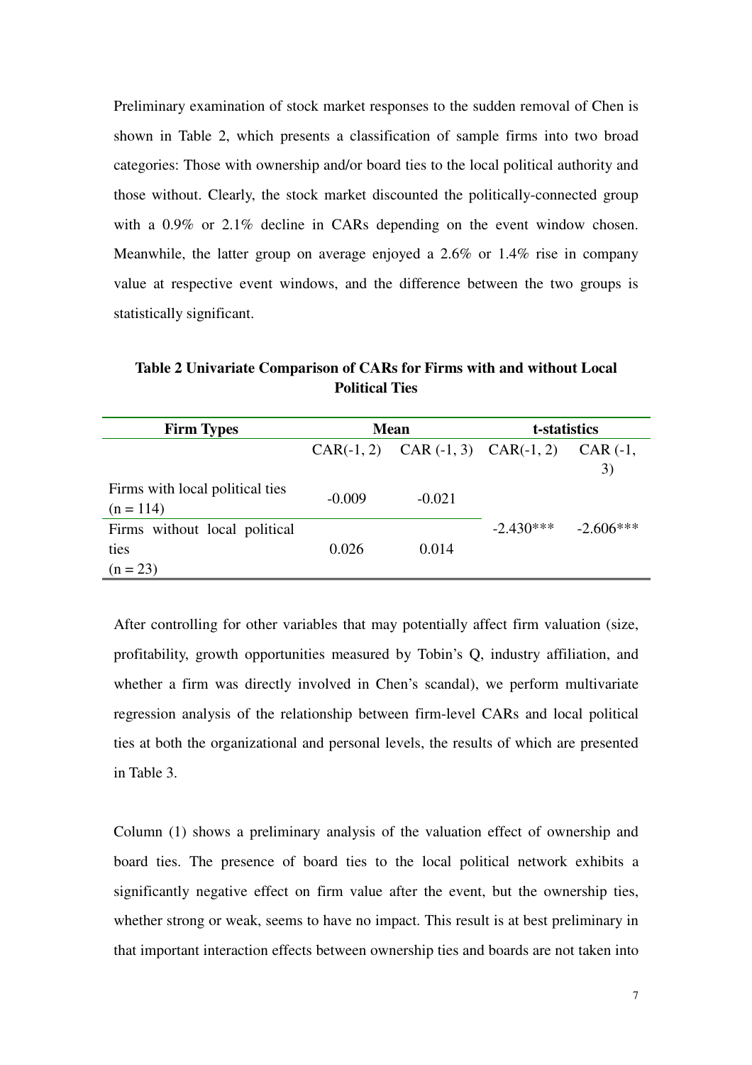Preliminary examination of stock market responses to the sudden removal of Chen is shown in Table 2, which presents a classification of sample firms into two broad categories: Those with ownership and/or board ties to the local political authority and those without. Clearly, the stock market discounted the politically-connected group with a 0.9% or 2.1% decline in CARs depending on the event window chosen. Meanwhile, the latter group on average enjoyed a 2.6% or 1.4% rise in company value at respective event windows, and the difference between the two groups is statistically significant.

**Table 2 Univariate Comparison of CARs for Firms with and without Local Political Ties**

| Firm Types | Mean | | t-statistics | |
|---|---|---|---|---|
| | CAR(-1, 2) | CAR (-1, 3) | CAR(-1, 2) | CAR (-1, 3) |
| Firms with local political ties (n = 114) | -0.009 | -0.021 | -2.430*** | -2.606*** |
| Firms without local political ties (n = 23) | 0.026 | 0.014 | | |

After controlling for other variables that may potentially affect firm valuation (size, profitability, growth opportunities measured by Tobin's Q, industry affiliation, and whether a firm was directly involved in Chen's scandal), we perform multivariate regression analysis of the relationship between firm-level CARs and local political ties at both the organizational and personal levels, the results of which are presented in Table 3.

Column (1) shows a preliminary analysis of the valuation effect of ownership and board ties. The presence of board ties to the local political network exhibits a significantly negative effect on firm value after the event, but the ownership ties, whether strong or weak, seems to have no impact. This result is at best preliminary in that important interaction effects between ownership ties and boards are not taken into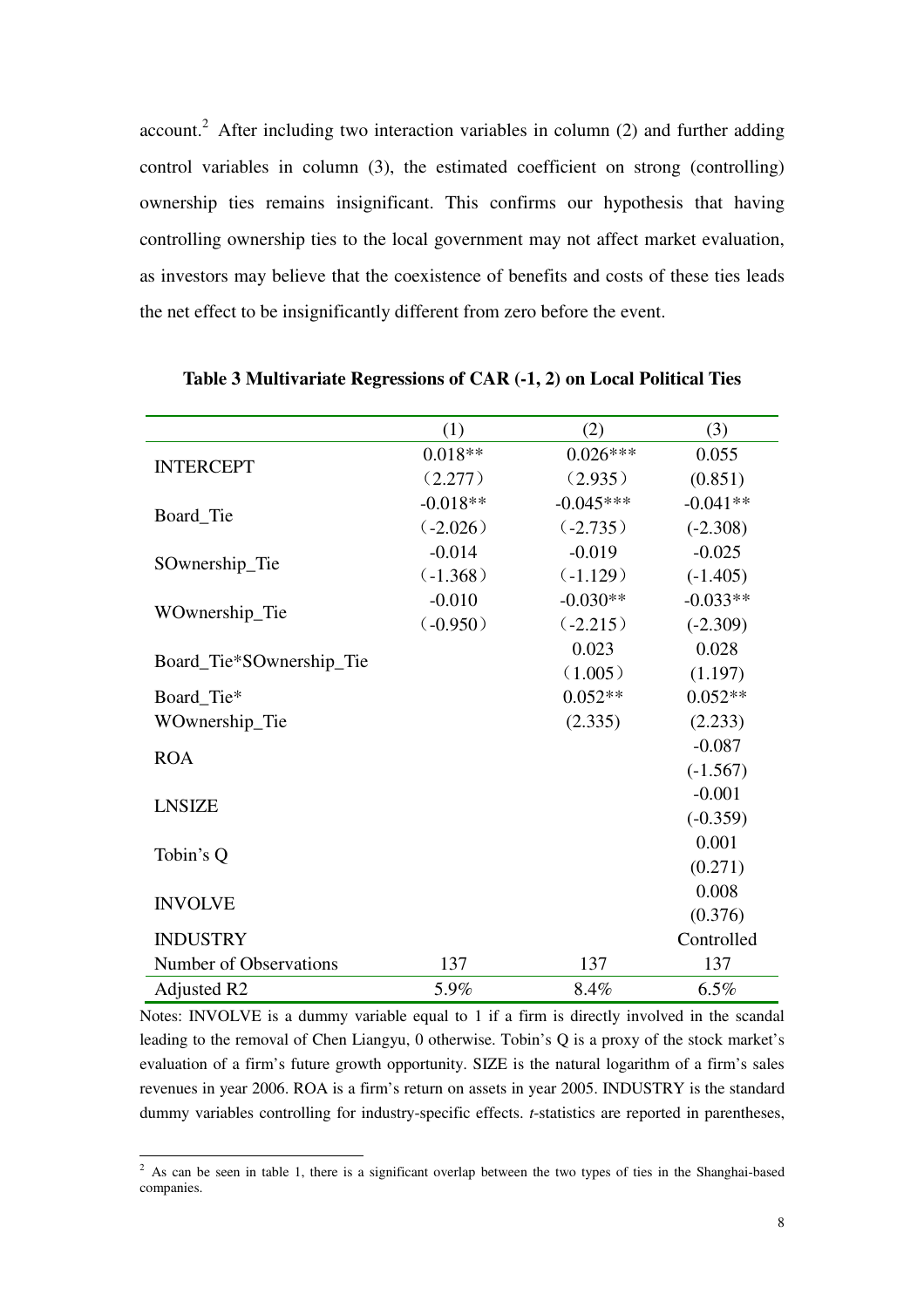account.[2] After including two interaction variables in column (2) and further adding control variables in column (3), the estimated coefficient on strong (controlling) ownership ties remains insignificant. This confirms our hypothesis that having controlling ownership ties to the local government may not affect market evaluation, as investors may believe that the coexistence of benefits and costs of these ties leads the net effect to be insignificantly different from zero before the event.

**Table 3 Multivariate Regressions of CAR (-1, 2) on Local Political Ties**

| | (1) | (2) | (3) |
|---|---|---|---|
| INTERCEPT | 0.018** | 0.026*** | 0.055 |
| | (2.277) | (2.935) | (0.851) |
| Board_Tie | -0.018** | -0.045*** | -0.041** |
| | (-2.026) | (-2.735) | (-2.308) |
| SOwnership_Tie | -0.014 | -0.019 | -0.025 |
| | (-1.368) | (-1.129) | (-1.405) |
| WOwnership_Tie | -0.010 | -0.030** | -0.033** |
| | (-0.950) | (-2.215) | (-2.309) |
| Board_Tie*SOwnership_Tie | | 0.023 | 0.028 |
| | | (1.005) | (1.197) |
| Board_Tie*WOwnership_Tie | | 0.052** | 0.052** |
| | | (2.335) | (2.233) |
| ROA | | | -0.087 |
| | | | (-1.567) |
| LNSIZE | | | -0.001 |
| | | | (-0.359) |
| Tobin's Q | | | 0.001 |
| | | | (0.271) |
| INVOLVE | | | 0.008 |
| | | | (0.376) |
| INDUSTRY | | | Controlled |
| Number of Observations | 137 | 137 | 137 |
| Adjusted R2 | 5.9% | 8.4% | 6.5% |

Notes: INVOLVE is a dummy variable equal to 1 if a firm is directly involved in the scandal leading to the removal of Chen Liangyu, 0 otherwise. Tobin's Q is a proxy of the stock market's evaluation of a firm's future growth opportunity. SIZE is the natural logarithm of a firm's sales revenues in year 2006. ROA is a firm's return on assets in year 2005. INDUSTRY is the standard dummy variables controlling for industry-specific effects. *t*-statistics are reported in parentheses,

[2] As can be seen in table 1, there is a significant overlap between the two types of ties in the Shanghai-based companies.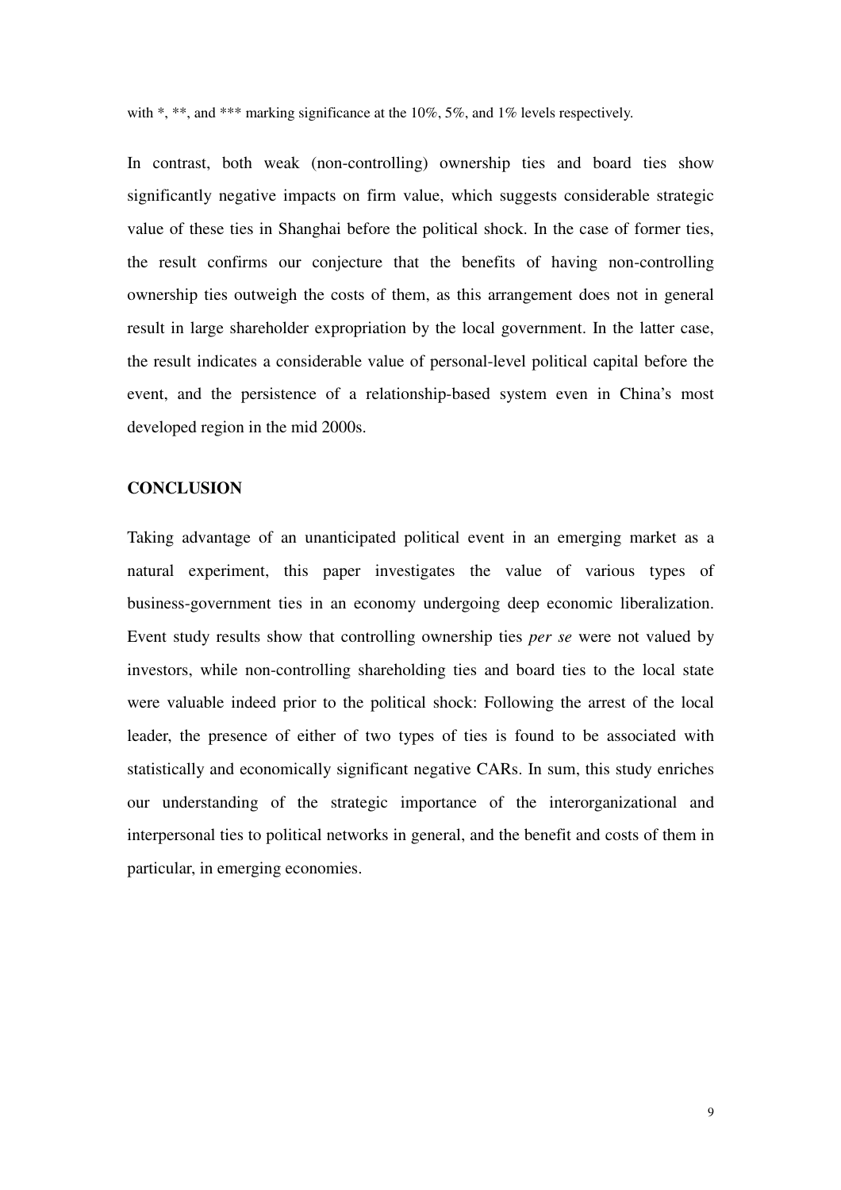with *, **, and *** marking significance at the 10%, 5%, and 1% levels respectively.

In contrast, both weak (non-controlling) ownership ties and board ties show significantly negative impacts on firm value, which suggests considerable strategic value of these ties in Shanghai before the political shock. In the case of former ties, the result confirms our conjecture that the benefits of having non-controlling ownership ties outweigh the costs of them, as this arrangement does not in general result in large shareholder expropriation by the local government. In the latter case, the result indicates a considerable value of personal-level political capital before the event, and the persistence of a relationship-based system even in China's most developed region in the mid 2000s.

## CONCLUSION

Taking advantage of an unanticipated political event in an emerging market as a natural experiment, this paper investigates the value of various types of business-government ties in an economy undergoing deep economic liberalization. Event study results show that controlling ownership ties *per se* were not valued by investors, while non-controlling shareholding ties and board ties to the local state were valuable indeed prior to the political shock: Following the arrest of the local leader, the presence of either of two types of ties is found to be associated with statistically and economically significant negative CARs. In sum, this study enriches our understanding of the strategic importance of the interorganizational and interpersonal ties to political networks in general, and the benefit and costs of them in particular, in emerging economies.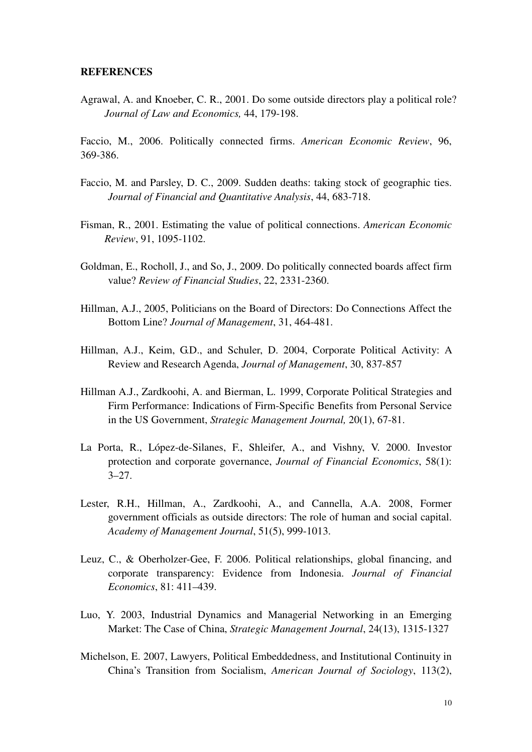**REFERENCES**

Agrawal, A. and Knoeber, C. R., 2001. Do some outside directors play a political role? *Journal of Law and Economics,* 44, 179-198.

Faccio, M., 2006. Politically connected firms. *American Economic Review*, 96, 369-386.

Faccio, M. and Parsley, D. C., 2009. Sudden deaths: taking stock of geographic ties. *Journal of Financial and Quantitative Analysis*, 44, 683-718.

Fisman, R., 2001. Estimating the value of political connections. *American Economic Review*, 91, 1095-1102.

Goldman, E., Rocholl, J., and So, J., 2009. Do politically connected boards affect firm value? *Review of Financial Studies*, 22, 2331-2360.

Hillman, A.J., 2005, Politicians on the Board of Directors: Do Connections Affect the Bottom Line? *Journal of Management*, 31, 464-481.

Hillman, A.J., Keim, G.D., and Schuler, D. 2004, Corporate Political Activity: A Review and Research Agenda, *Journal of Management*, 30, 837-857

Hillman A.J., Zardkoohi, A. and Bierman, L. 1999, Corporate Political Strategies and Firm Performance: Indications of Firm-Specific Benefits from Personal Service in the US Government, *Strategic Management Journal,* 20(1), 67-81.

La Porta, R., López-de-Silanes, F., Shleifer, A., and Vishny, V. 2000. Investor protection and corporate governance, *Journal of Financial Economics*, 58(1): 3–27.

Lester, R.H., Hillman, A., Zardkoohi, A., and Cannella, A.A. 2008, Former government officials as outside directors: The role of human and social capital. *Academy of Management Journal*, 51(5), 999-1013.

Leuz, C., & Oberholzer-Gee, F. 2006. Political relationships, global financing, and corporate transparency: Evidence from Indonesia. *Journal of Financial Economics*, 81: 411–439.

Luo, Y. 2003, Industrial Dynamics and Managerial Networking in an Emerging Market: The Case of China, *Strategic Management Journal*, 24(13), 1315-1327

Michelson, E. 2007, Lawyers, Political Embeddedness, and Institutional Continuity in China's Transition from Socialism, *American Journal of Sociology*, 113(2),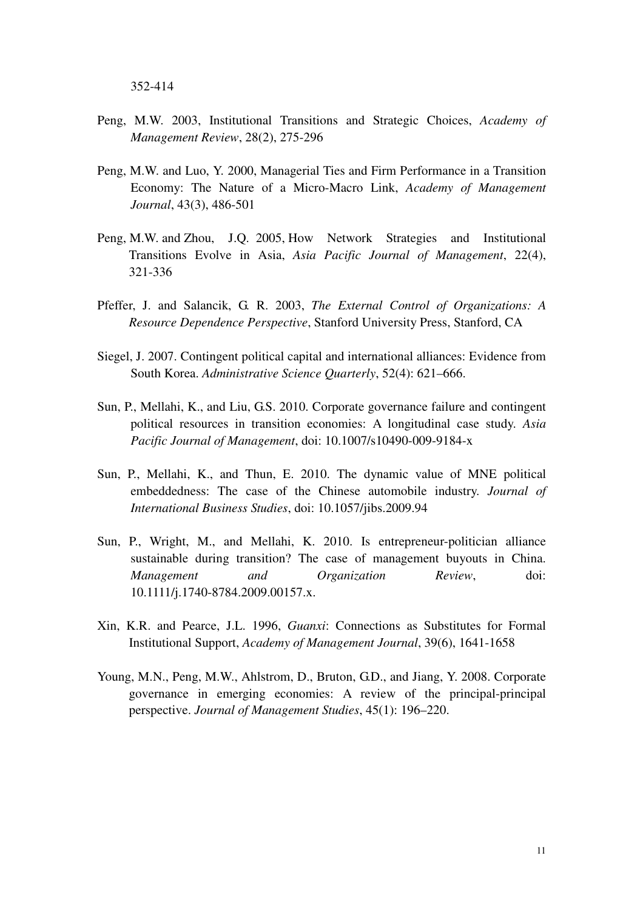352-414

Peng, M.W. 2003, Institutional Transitions and Strategic Choices, *Academy of Management Review*, 28(2), 275-296

Peng, M.W. and Luo, Y. 2000, Managerial Ties and Firm Performance in a Transition Economy: The Nature of a Micro-Macro Link, *Academy of Management Journal*, 43(3), 486-501

Peng, M.W. and Zhou, J.Q. 2005, How Network Strategies and Institutional Transitions Evolve in Asia, *Asia Pacific Journal of Management*, 22(4), 321-336

Pfeffer, J. and Salancik, G. R. 2003, *The External Control of Organizations: A Resource Dependence Perspective*, Stanford University Press, Stanford, CA

Siegel, J. 2007. Contingent political capital and international alliances: Evidence from South Korea. *Administrative Science Quarterly*, 52(4): 621–666.

Sun, P., Mellahi, K., and Liu, G.S. 2010. Corporate governance failure and contingent political resources in transition economies: A longitudinal case study. *Asia Pacific Journal of Management*, doi: 10.1007/s10490-009-9184-x

Sun, P., Mellahi, K., and Thun, E. 2010. The dynamic value of MNE political embeddedness: The case of the Chinese automobile industry. *Journal of International Business Studies*, doi: 10.1057/jibs.2009.94

Sun, P., Wright, M., and Mellahi, K. 2010. Is entrepreneur-politician alliance sustainable during transition? The case of management buyouts in China. *Management and Organization Review*, doi: 10.1111/j.1740-8784.2009.00157.x.

Xin, K.R. and Pearce, J.L. 1996, *Guanxi*: Connections as Substitutes for Formal Institutional Support, *Academy of Management Journal*, 39(6), 1641-1658

Young, M.N., Peng, M.W., Ahlstrom, D., Bruton, G.D., and Jiang, Y. 2008. Corporate governance in emerging economies: A review of the principal-principal perspective. *Journal of Management Studies*, 45(1): 196–220.